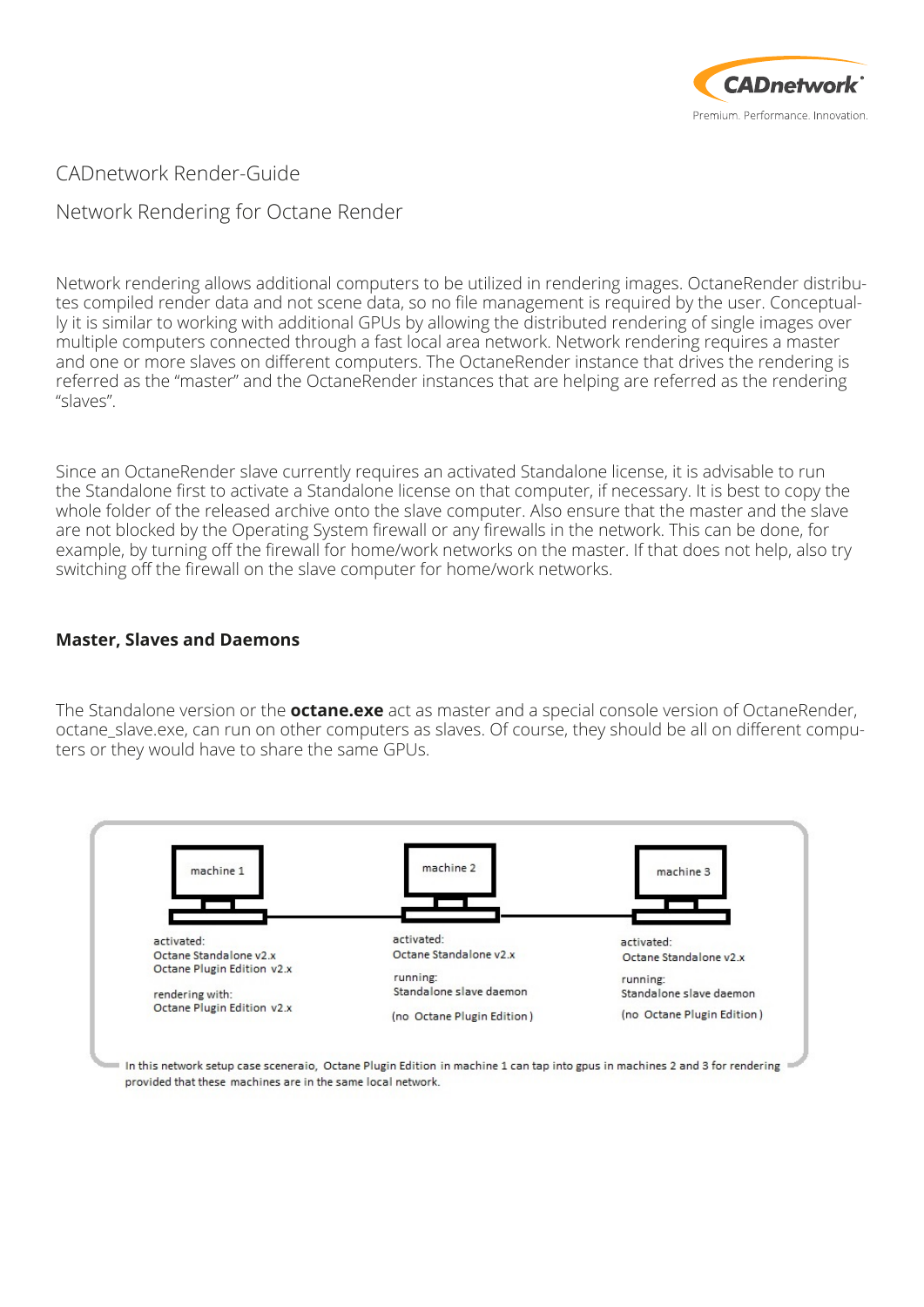CADnetwork Render-Guide

Network Rendering for Octane Render

Network rendering allows additional computers to be utilized in rendering images. OctaneRender distributes compiled render data and not scene data, so no file management is required by the user. Conceptually it is similar to working with additional GPUs by allowing the distributed rendering of single images over multiple computers connected through a fast local area network. Network rendering requires a master and one or more slaves on different computers. The OctaneRender instance that drives the rendering is referred as the "master" and the OctaneRender instances that are helping are referred as the rendering "slaves".

Since an OctaneRender slave currently requires an activated Standalone license, it is advisable to run the Standalone first to activate a Standalone license on that computer, if necessary. It is best to copy the whole folder of the released archive onto the slave computer. Also ensure that the master and the slave are not blocked by the Operating System firewall or any firewalls in the network. This can be done, for example, by turning off the firewall for home/work networks on the master. If that does not help, also try switching off the firewall on the slave computer for home/work networks.

**Master, Slaves and Daemons**

The Standalone version or the **octane.exe** act as master and a special console version of OctaneRender, octane_slave.exe, can run on other computers as slaves. Of course, they should be all on different computers or they would have to share the same GPUs.

machine 1

activated:
Octane Standalone v2.x
Octane Plugin Edition v2.x

rendering with:
Octane Plugin Edition v2.x

machine 2

activated:
Octane Standalone v2.x

running:
Standalone slave daemon

(no Octane Plugin Edition)

machine 3

activated:
Octane Standalone v2.x

running:
Standalone slave daemon

(no Octane Plugin Edition)

In this network setup case sceneraio, Octane Plugin Edition in machine 1 can tap into gpus in machines 2 and 3 for rendering provided that these machines are in the same local network.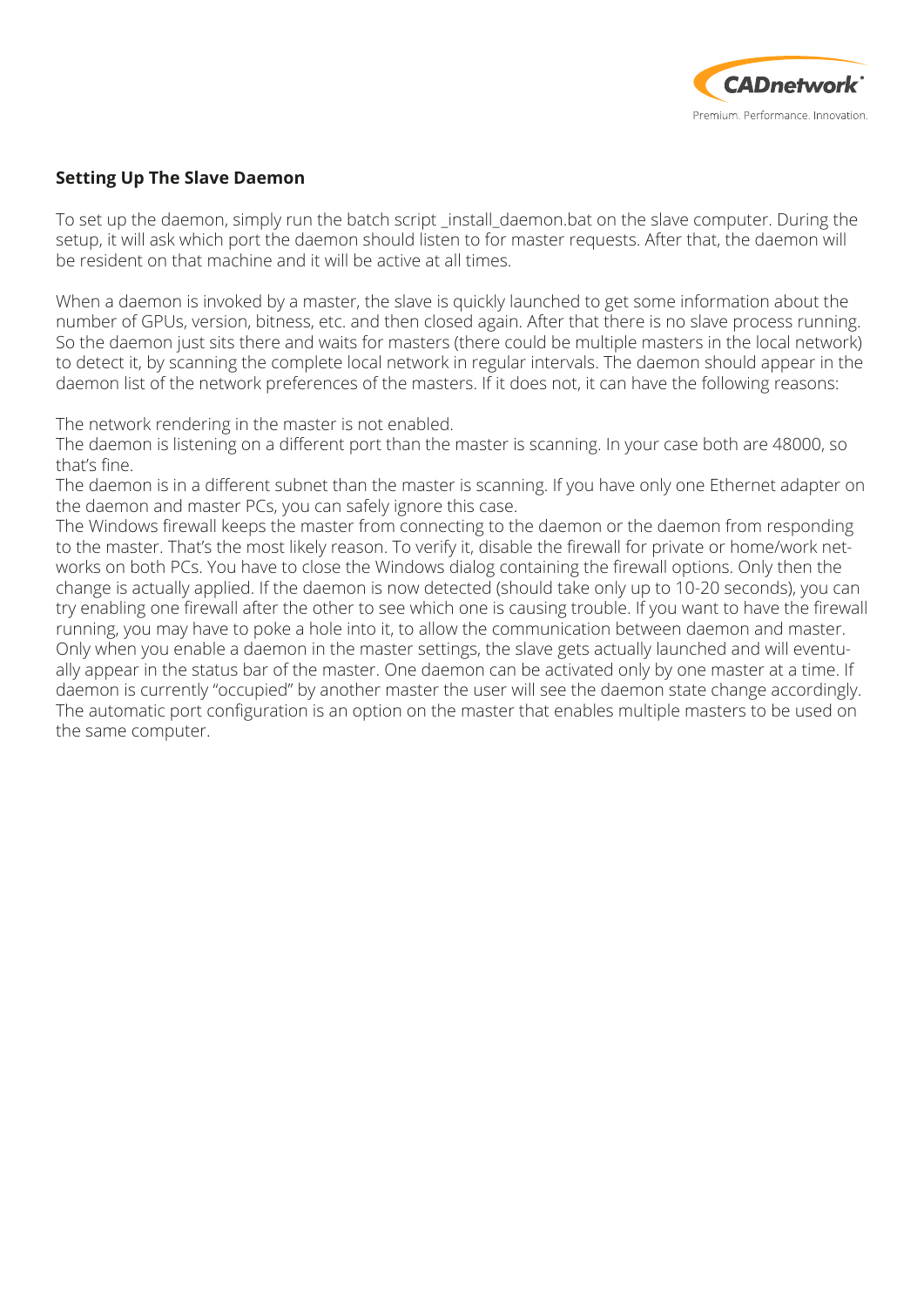**Setting Up The Slave Daemon**

To set up the daemon, simply run the batch script _install_daemon.bat on the slave computer. During the setup, it will ask which port the daemon should listen to for master requests. After that, the daemon will be resident on that machine and it will be active at all times.

When a daemon is invoked by a master, the slave is quickly launched to get some information about the number of GPUs, version, bitness, etc. and then closed again. After that there is no slave process running. So the daemon just sits there and waits for masters (there could be multiple masters in the local network) to detect it, by scanning the complete local network in regular intervals. The daemon should appear in the daemon list of the network preferences of the masters. If it does not, it can have the following reasons:

The network rendering in the master is not enabled.
The daemon is listening on a different port than the master is scanning. In your case both are 48000, so that's fine.
The daemon is in a different subnet than the master is scanning. If you have only one Ethernet adapter on the daemon and master PCs, you can safely ignore this case.
The Windows firewall keeps the master from connecting to the daemon or the daemon from responding to the master. That's the most likely reason. To verify it, disable the firewall for private or home/work networks on both PCs. You have to close the Windows dialog containing the firewall options. Only then the change is actually applied. If the daemon is now detected (should take only up to 10-20 seconds), you can try enabling one firewall after the other to see which one is causing trouble. If you want to have the firewall running, you may have to poke a hole into it, to allow the communication between daemon and master.
Only when you enable a daemon in the master settings, the slave gets actually launched and will eventually appear in the status bar of the master. One daemon can be activated only by one master at a time. If daemon is currently "occupied" by another master the user will see the daemon state change accordingly.
The automatic port configuration is an option on the master that enables multiple masters to be used on the same computer.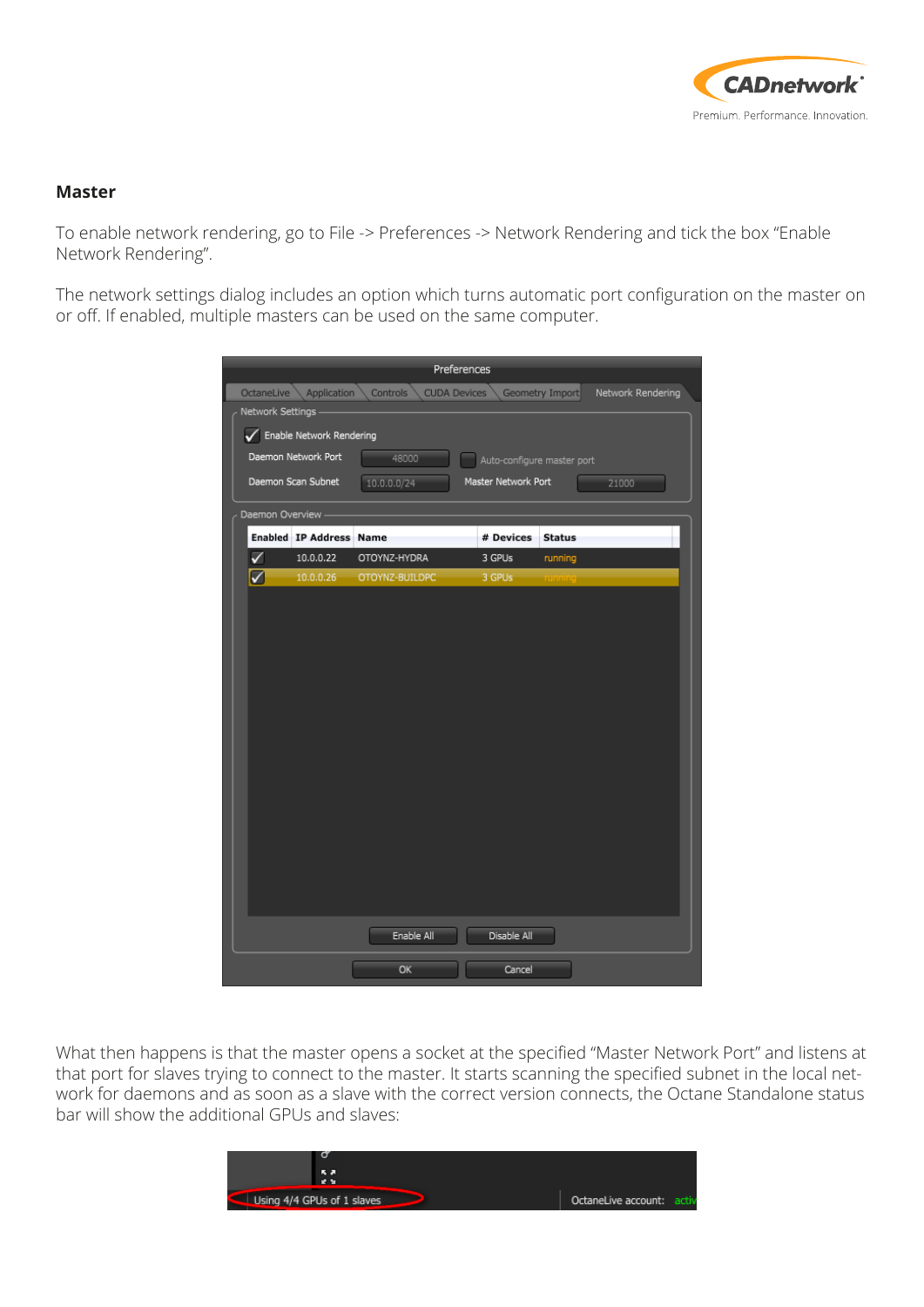## Master

To enable network rendering, go to File -> Preferences -> Network Rendering and tick the box "Enable Network Rendering".

The network settings dialog includes an option which turns automatic port configuration on the master on or off. If enabled, multiple masters can be used on the same computer.

What then happens is that the master opens a socket at the specified "Master Network Port" and listens at that port for slaves trying to connect to the master. It starts scanning the specified subnet in the local network for daemons and as soon as a slave with the correct version connects, the Octane Standalone status bar will show the additional GPUs and slaves: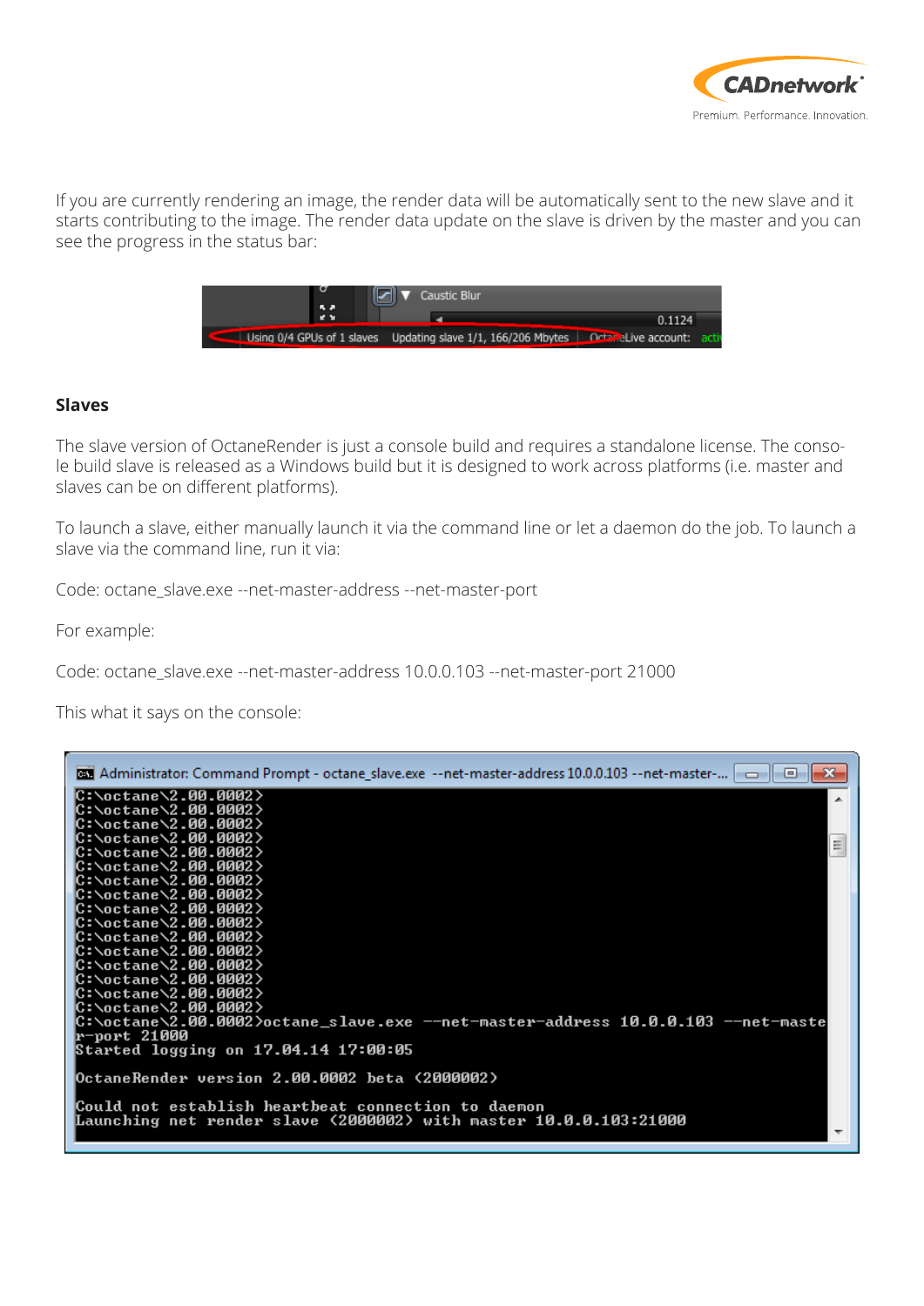If you are currently rendering an image, the render data will be automatically sent to the new slave and it starts contributing to the image. The render data update on the slave is driven by the master and you can see the progress in the status bar:

## Slaves

The slave version of OctaneRender is just a console build and requires a standalone license. The console build slave is released as a Windows build but it is designed to work across platforms (i.e. master and slaves can be on different platforms).

To launch a slave, either manually launch it via the command line or let a daemon do the job. To launch a slave via the command line, run it via:

Code: octane_slave.exe --net-master-address --net-master-port

For example:

Code: octane_slave.exe --net-master-address 10.0.0.103 --net-master-port 21000

This what it says on the console: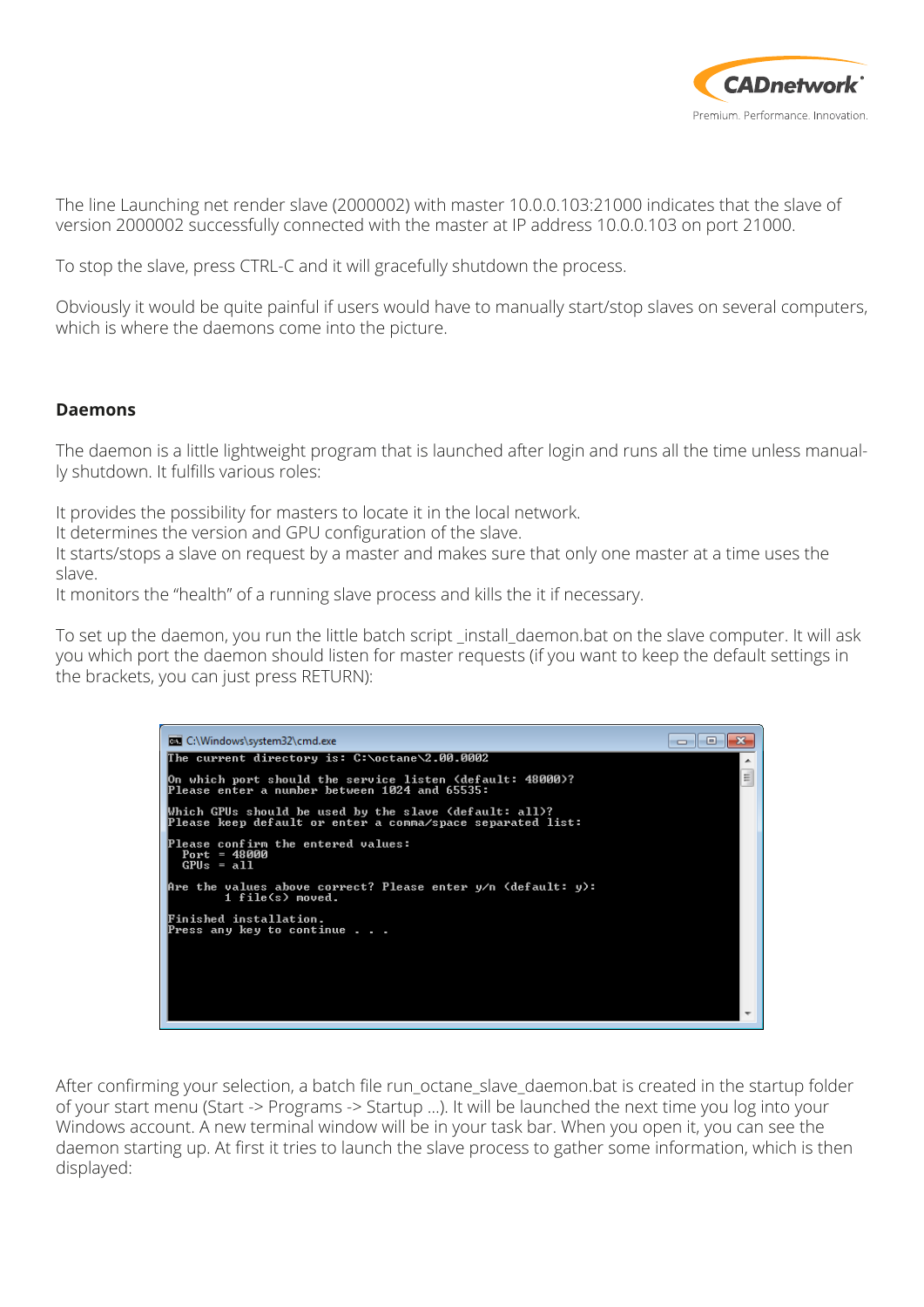The line Launching net render slave (2000002) with master 10.0.0.103:21000 indicates that the slave of version 2000002 successfully connected with the master at IP address 10.0.0.103 on port 21000.

To stop the slave, press CTRL-C and it will gracefully shutdown the process.

Obviously it would be quite painful if users would have to manually start/stop slaves on several computers, which is where the daemons come into the picture.

## Daemons

The daemon is a little lightweight program that is launched after login and runs all the time unless manually shutdown. It fulfills various roles:

It provides the possibility for masters to locate it in the local network.
It determines the version and GPU configuration of the slave.
It starts/stops a slave on request by a master and makes sure that only one master at a time uses the slave.
It monitors the "health" of a running slave process and kills the it if necessary.

To set up the daemon, you run the little batch script _install_daemon.bat on the slave computer. It will ask you which port the daemon should listen for master requests (if you want to keep the default settings in the brackets, you can just press RETURN):

```
The current directory is: C:\octane\2.00.0002

On which port should the service listen (default: 48000)?
Please enter a number between 1024 and 65535:

Which GPUs should be used by the slave (default: all)?
Please keep default or enter a comma/space separated list:

Please confirm the entered values:
  Port = 48000
  GPUs = all

Are the values above correct? Please enter y/n (default: y):
        1 file(s) moved.

Finished installation.
Press any key to continue . . .
```

After confirming your selection, a batch file run_octane_slave_daemon.bat is created in the startup folder of your start menu (Start -> Programs -> Startup ...). It will be launched the next time you log into your Windows account. A new terminal window will be in your task bar. When you open it, you can see the daemon starting up. At first it tries to launch the slave process to gather some information, which is then displayed: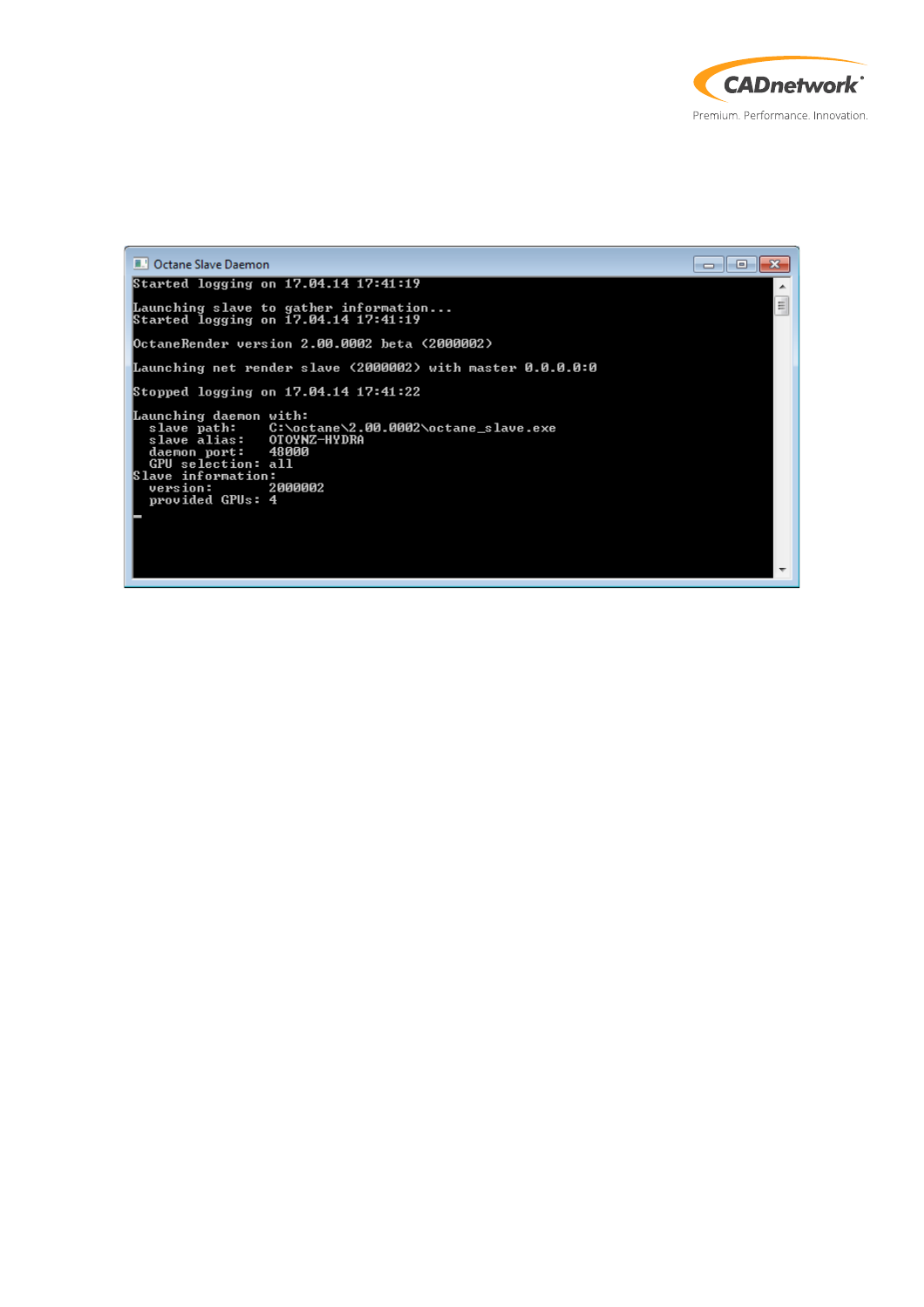Octane Slave Daemon

```
Started logging on 17.04.14 17:41:19

Launching slave to gather information...
Started logging on 17.04.14 17:41:19

OctaneRender version 2.00.0002 beta (2000002)

Launching net render slave (2000002) with master 0.0.0.0:0

Stopped logging on 17.04.14 17:41:22

Launching daemon with:
  slave path:     C:\octane\2.00.0002\octane_slave.exe
  slave alias:    OTOYNZ-HYDRA
  daemon port:    48000
  GPU selection: all
Slave information:
  version:        2000002
  provided GPUs: 4
_
```